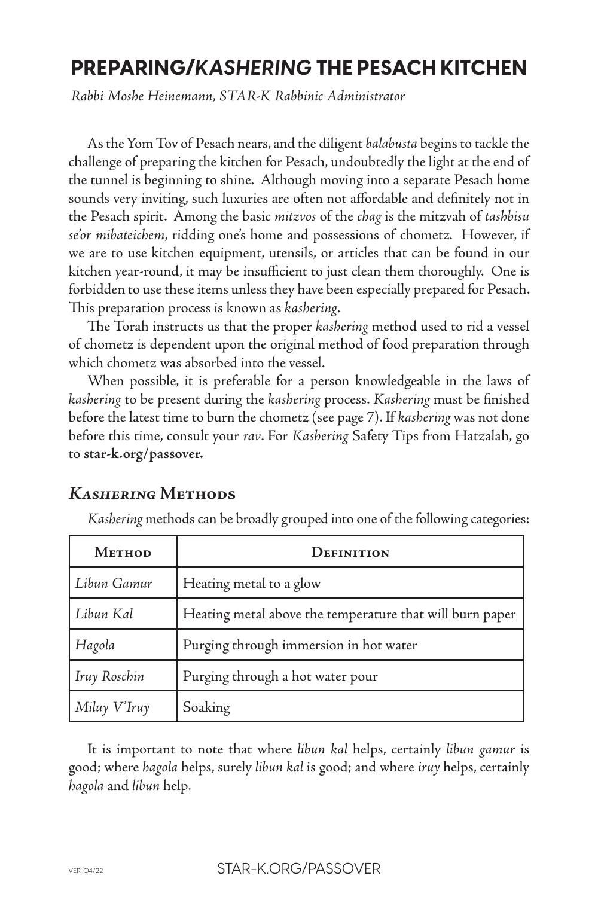# PREPARING/*KASHERING* THE PESACH KITCHEN

*Rabbi Moshe Heinemann, STAR-K Rabbinic Administrator*

As the Yom Tov of Pesach nears, and the diligent *balabusta* begins to tackle the challenge of preparing the kitchen for Pesach, undoubtedly the light at the end of the tunnel is beginning to shine. Although moving into a separate Pesach home sounds very inviting, such luxuries are often not affordable and definitely not in the Pesach spirit. Among the basic *mitzvos* of the *chag* is the mitzvah of *tashbisu se'or mibateichem*, ridding one's home and possessions of chometz. However, if we are to use kitchen equipment, utensils, or articles that can be found in our kitchen year-round, it may be insufficient to just clean them thoroughly. One is forbidden to use these items unless they have been especially prepared for Pesach. This preparation process is known as *kashering*.

The Torah instructs us that the proper *kashering* method used to rid a vessel of chometz is dependent upon the original method of food preparation through which chometz was absorbed into the vessel.

When possible, it is preferable for a person knowledgeable in the laws of *kashering* to be present during the *kashering* process. *Kashering* must be finished before the latest time to burn the chometz (see page 7). If *kashering* was not done before this time, consult your *rav*. For *Kashering* Safety Tips from Hatzalah, go to **star-k.org/passover.**

## *Kashering* Methods

*Kashering* methods can be broadly grouped into one of the following categories:

| Method | Definition |
|---|---|
| *Libun Gamur* | Heating metal to a glow |
| *Libun Kal* | Heating metal above the temperature that will burn paper |
| *Hagola* | Purging through immersion in hot water |
| *Iruy Roschin* | Purging through a hot water pour |
| *Miluy V'Iruy* | Soaking |

It is important to note that where *libun kal* helps, certainly *libun gamur* is good; where *hagola* helps, surely *libun kal* is good; and where *iruy* helps, certainly *hagola* and *libun* help.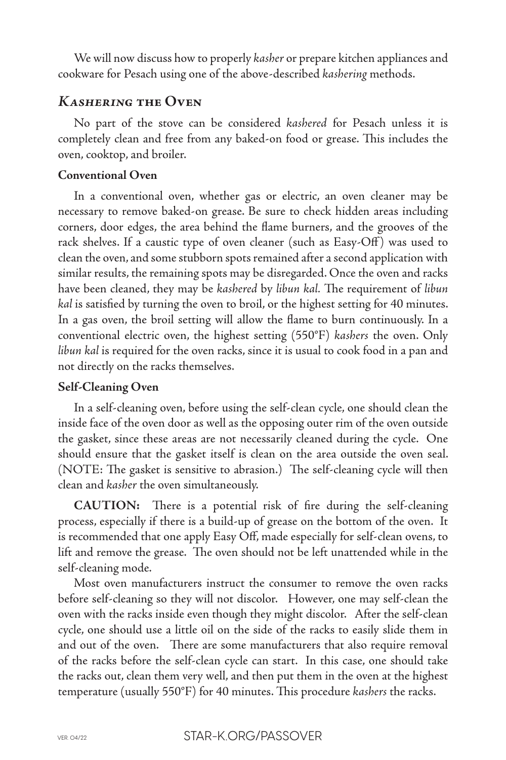We will now discuss how to properly *kasher* or prepare kitchen appliances and cookware for Pesach using one of the above-described *kashering* methods.

## *Kashering* the Oven

No part of the stove can be considered *kashered* for Pesach unless it is completely clean and free from any baked-on food or grease. This includes the oven, cooktop, and broiler.

**Conventional Oven**

In a conventional oven, whether gas or electric, an oven cleaner may be necessary to remove baked-on grease. Be sure to check hidden areas including corners, door edges, the area behind the flame burners, and the grooves of the rack shelves. If a caustic type of oven cleaner (such as Easy-Off) was used to clean the oven, and some stubborn spots remained after a second application with similar results, the remaining spots may be disregarded. Once the oven and racks have been cleaned, they may be *kashered* by *libun kal*. The requirement of *libun kal* is satisfied by turning the oven to broil, or the highest setting for 40 minutes. In a gas oven, the broil setting will allow the flame to burn continuously. In a conventional electric oven, the highest setting (550°F) *kashers* the oven. Only *libun kal* is required for the oven racks, since it is usual to cook food in a pan and not directly on the racks themselves.

**Self-Cleaning Oven**

In a self-cleaning oven, before using the self-clean cycle, one should clean the inside face of the oven door as well as the opposing outer rim of the oven outside the gasket, since these areas are not necessarily cleaned during the cycle. One should ensure that the gasket itself is clean on the area outside the oven seal. (NOTE: The gasket is sensitive to abrasion.) The self-cleaning cycle will then clean and *kasher* the oven simultaneously.

**CAUTION:** There is a potential risk of fire during the self-cleaning process, especially if there is a build-up of grease on the bottom of the oven. It is recommended that one apply Easy Off, made especially for self-clean ovens, to lift and remove the grease. The oven should not be left unattended while in the self-cleaning mode.

Most oven manufacturers instruct the consumer to remove the oven racks before self-cleaning so they will not discolor. However, one may self-clean the oven with the racks inside even though they might discolor. After the self-clean cycle, one should use a little oil on the side of the racks to easily slide them in and out of the oven. There are some manufacturers that also require removal of the racks before the self-clean cycle can start. In this case, one should take the racks out, clean them very well, and then put them in the oven at the highest temperature (usually 550°F) for 40 minutes. This procedure *kashers* the racks.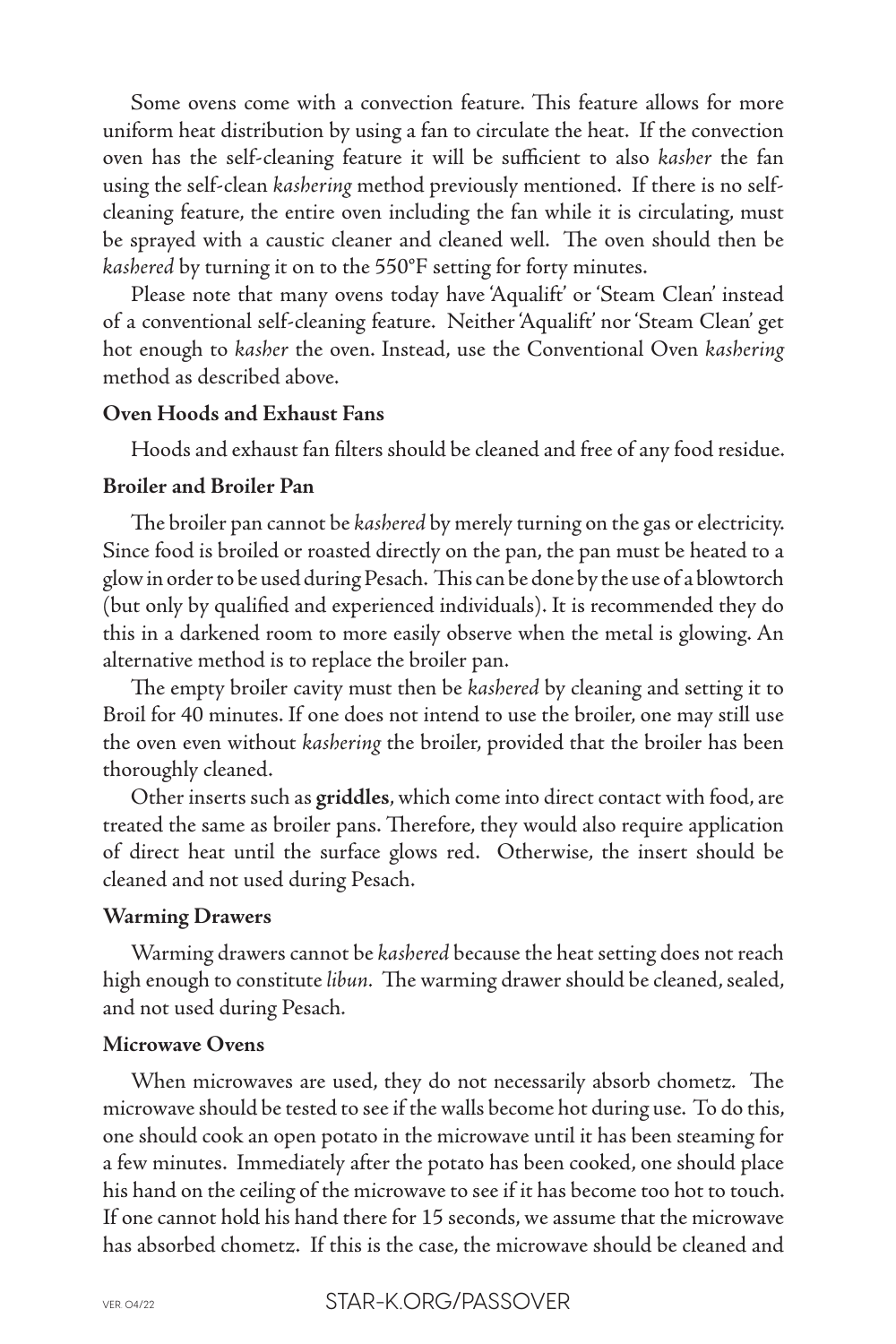Some ovens come with a convection feature. This feature allows for more uniform heat distribution by using a fan to circulate the heat. If the convection oven has the self-cleaning feature it will be sufficient to also *kasher* the fan using the self-clean *kashering* method previously mentioned. If there is no self-cleaning feature, the entire oven including the fan while it is circulating, must be sprayed with a caustic cleaner and cleaned well. The oven should then be *kashered* by turning it on to the 550°F setting for forty minutes.

Please note that many ovens today have 'Aqualift' or 'Steam Clean' instead of a conventional self-cleaning feature. Neither 'Aqualift' nor 'Steam Clean' get hot enough to *kasher* the oven. Instead, use the Conventional Oven *kashering* method as described above.

**Oven Hoods and Exhaust Fans**

Hoods and exhaust fan filters should be cleaned and free of any food residue.

**Broiler and Broiler Pan**

The broiler pan cannot be *kashered* by merely turning on the gas or electricity. Since food is broiled or roasted directly on the pan, the pan must be heated to a glow in order to be used during Pesach. This can be done by the use of a blowtorch (but only by qualified and experienced individuals). It is recommended they do this in a darkened room to more easily observe when the metal is glowing. An alternative method is to replace the broiler pan.

The empty broiler cavity must then be *kashered* by cleaning and setting it to Broil for 40 minutes. If one does not intend to use the broiler, one may still use the oven even without *kashering* the broiler, provided that the broiler has been thoroughly cleaned.

Other inserts such as **griddles**, which come into direct contact with food, are treated the same as broiler pans. Therefore, they would also require application of direct heat until the surface glows red. Otherwise, the insert should be cleaned and not used during Pesach.

**Warming Drawers**

Warming drawers cannot be *kashered* because the heat setting does not reach high enough to constitute *libun*. The warming drawer should be cleaned, sealed, and not used during Pesach.

**Microwave Ovens**

When microwaves are used, they do not necessarily absorb chometz. The microwave should be tested to see if the walls become hot during use. To do this, one should cook an open potato in the microwave until it has been steaming for a few minutes. Immediately after the potato has been cooked, one should place his hand on the ceiling of the microwave to see if it has become too hot to touch. If one cannot hold his hand there for 15 seconds, we assume that the microwave has absorbed chometz. If this is the case, the microwave should be cleaned and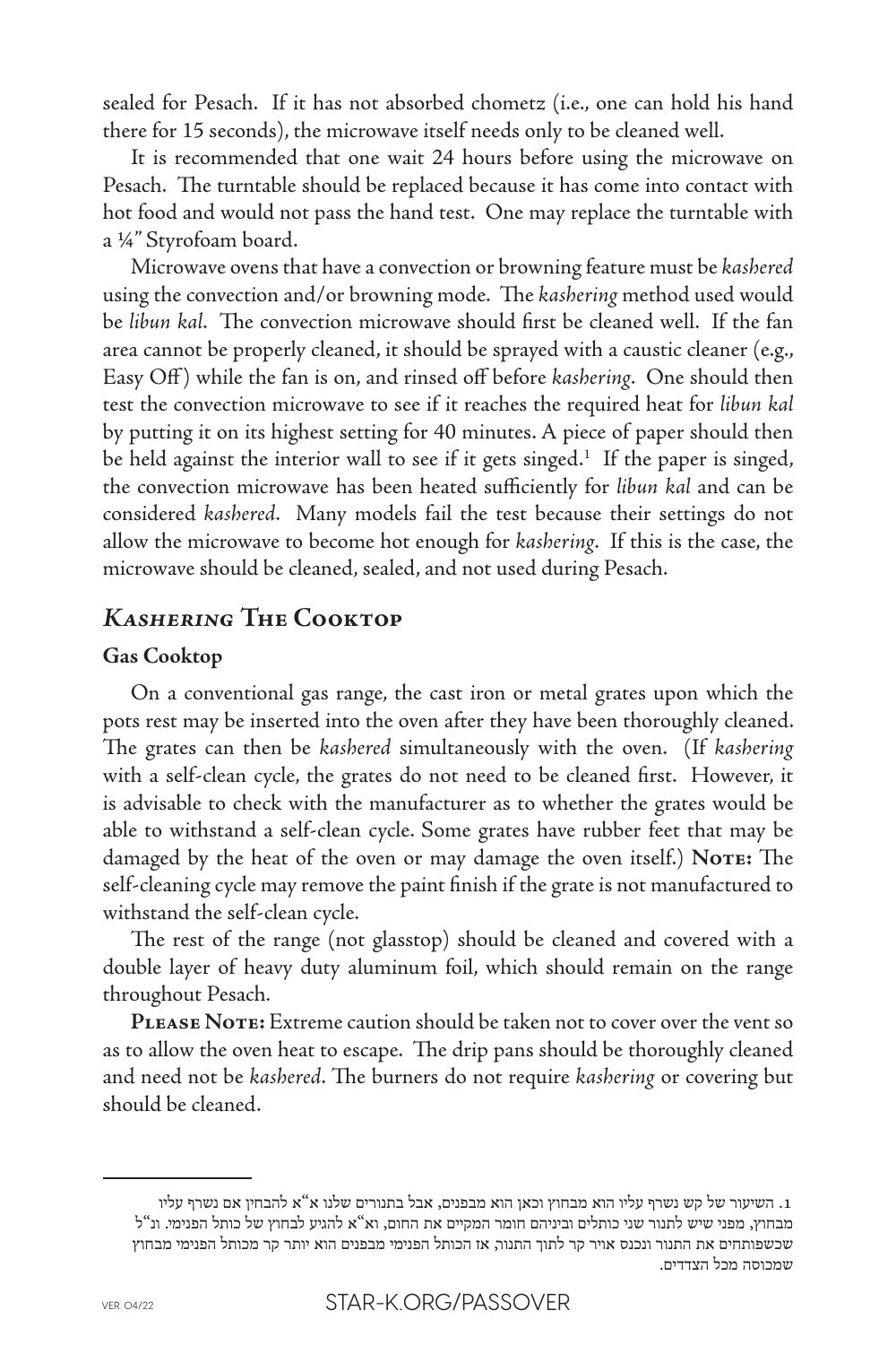sealed for Pesach. If it has not absorbed chometz (i.e., one can hold his hand there for 15 seconds), the microwave itself needs only to be cleaned well.

It is recommended that one wait 24 hours before using the microwave on Pesach. The turntable should be replaced because it has come into contact with hot food and would not pass the hand test. One may replace the turntable with a ¼" Styrofoam board.

Microwave ovens that have a convection or browning feature must be *kashered* using the convection and/or browning mode. The *kashering* method used would be *libun kal*. The convection microwave should first be cleaned well. If the fan area cannot be properly cleaned, it should be sprayed with a caustic cleaner (e.g., Easy Off) while the fan is on, and rinsed off before *kashering*. One should then test the convection microwave to see if it reaches the required heat for *libun kal* by putting it on its highest setting for 40 minutes. A piece of paper should then be held against the interior wall to see if it gets singed.[1] If the paper is singed, the convection microwave has been heated sufficiently for *libun kal* and can be considered *kashered*. Many models fail the test because their settings do not allow the microwave to become hot enough for *kashering*. If this is the case, the microwave should be cleaned, sealed, and not used during Pesach.

## *Kashering* The Cooktop

### Gas Cooktop

On a conventional gas range, the cast iron or metal grates upon which the pots rest may be inserted into the oven after they have been thoroughly cleaned. The grates can then be *kashered* simultaneously with the oven. (If *kashering* with a self-clean cycle, the grates do not need to be cleaned first. However, it is advisable to check with the manufacturer as to whether the grates would be able to withstand a self-clean cycle. Some grates have rubber feet that may be damaged by the heat of the oven or may damage the oven itself.) **Note:** The self-cleaning cycle may remove the paint finish if the grate is not manufactured to withstand the self-clean cycle.

The rest of the range (not glasstop) should be cleaned and covered with a double layer of heavy duty aluminum foil, which should remain on the range throughout Pesach.

**Please Note:** Extreme caution should be taken not to cover over the vent so as to allow the oven heat to escape. The drip pans should be thoroughly cleaned and need not be *kashered*. The burners do not require *kashering* or covering but should be cleaned.

---

1. השיעור של קש נשרף עליו הוא מבחוץ וכאן הוא מבפנים, אבל בתנורים שלנו א"א להבחין אם נשרף עליו מבחוץ, מפני שיש לתנור שני כותלים וביניהם חומר המקיים את החום, וא"א להגיע לבחוץ של כותל הפנימי. ונ"ל שכשפותחים את התנור ונכנס אויר קר לתוך התנור, אז הכותל הפנימי מבפנים הוא יותר קר מכותל הפנימי מבחוץ שמכוסה מכל הצדדים.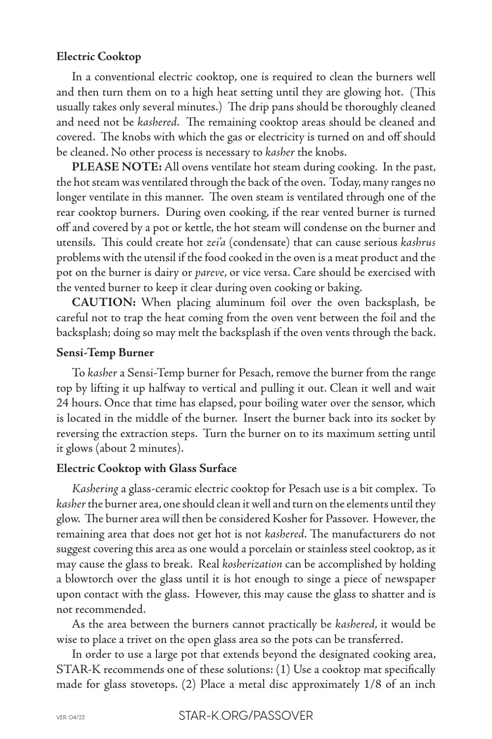**Electric Cooktop**

In a conventional electric cooktop, one is required to clean the burners well and then turn them on to a high heat setting until they are glowing hot. (This usually takes only several minutes.) The drip pans should be thoroughly cleaned and need not be *kashered*. The remaining cooktop areas should be cleaned and covered. The knobs with which the gas or electricity is turned on and off should be cleaned. No other process is necessary to *kasher* the knobs.

**PLEASE NOTE:** All ovens ventilate hot steam during cooking. In the past, the hot steam was ventilated through the back of the oven. Today, many ranges no longer ventilate in this manner. The oven steam is ventilated through one of the rear cooktop burners. During oven cooking, if the rear vented burner is turned off and covered by a pot or kettle, the hot steam will condense on the burner and utensils. This could create hot *zei'a* (condensate) that can cause serious *kashrus* problems with the utensil if the food cooked in the oven is a meat product and the pot on the burner is dairy or *pareve*, or vice versa. Care should be exercised with the vented burner to keep it clear during oven cooking or baking.

**CAUTION:** When placing aluminum foil over the oven backsplash, be careful not to trap the heat coming from the oven vent between the foil and the backsplash; doing so may melt the backsplash if the oven vents through the back.

**Sensi-Temp Burner**

To *kasher* a Sensi-Temp burner for Pesach, remove the burner from the range top by lifting it up halfway to vertical and pulling it out. Clean it well and wait 24 hours. Once that time has elapsed, pour boiling water over the sensor, which is located in the middle of the burner. Insert the burner back into its socket by reversing the extraction steps. Turn the burner on to its maximum setting until it glows (about 2 minutes).

**Electric Cooktop with Glass Surface**

*Kashering* a glass-ceramic electric cooktop for Pesach use is a bit complex. To *kasher* the burner area, one should clean it well and turn on the elements until they glow. The burner area will then be considered Kosher for Passover. However, the remaining area that does not get hot is not *kashered*. The manufacturers do not suggest covering this area as one would a porcelain or stainless steel cooktop, as it may cause the glass to break. Real *kosherization* can be accomplished by holding a blowtorch over the glass until it is hot enough to singe a piece of newspaper upon contact with the glass. However, this may cause the glass to shatter and is not recommended.

As the area between the burners cannot practically be *kashered*, it would be wise to place a trivet on the open glass area so the pots can be transferred.

In order to use a large pot that extends beyond the designated cooking area, STAR-K recommends one of these solutions: (1) Use a cooktop mat specifically made for glass stovetops. (2) Place a metal disc approximately 1/8 of an inch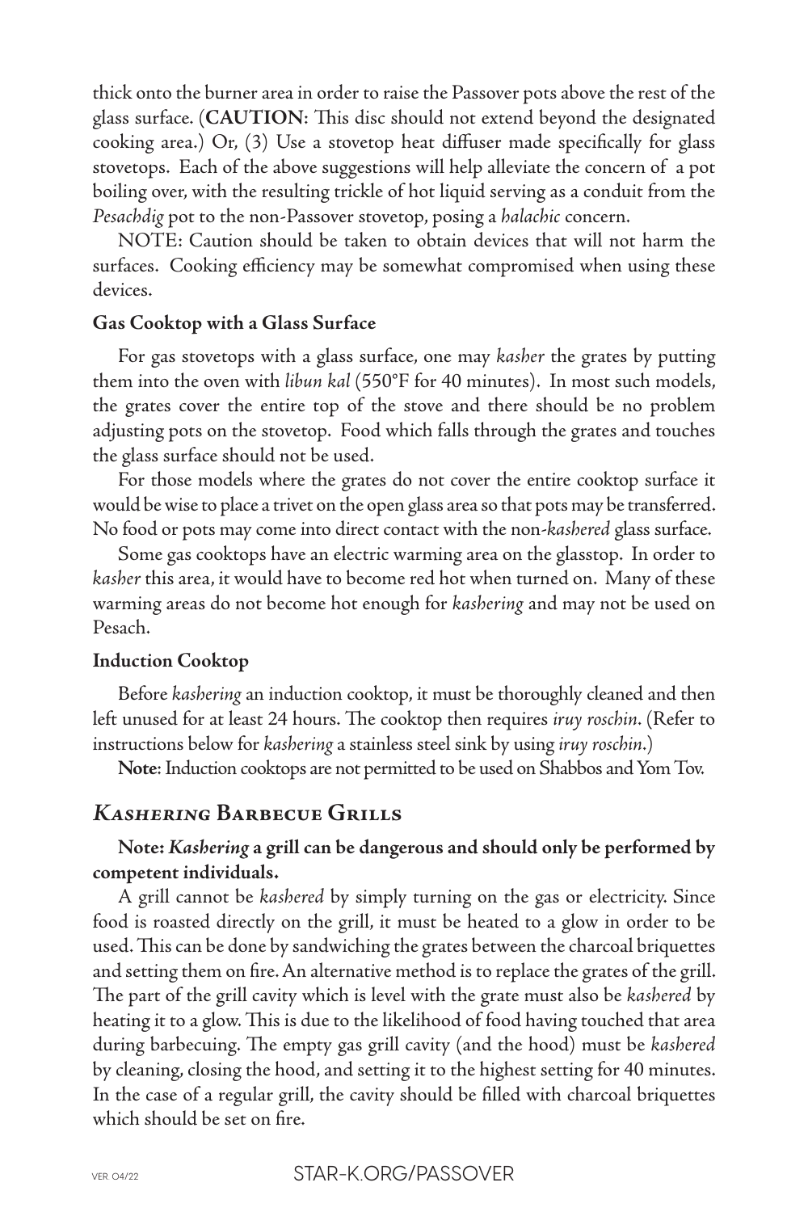thick onto the burner area in order to raise the Passover pots above the rest of the glass surface. (**CAUTION**: This disc should not extend beyond the designated cooking area.) Or, (3) Use a stovetop heat diffuser made specifically for glass stovetops. Each of the above suggestions will help alleviate the concern of a pot boiling over, with the resulting trickle of hot liquid serving as a conduit from the *Pesachdig* pot to the non-Passover stovetop, posing a *halachic* concern.

NOTE: Caution should be taken to obtain devices that will not harm the surfaces. Cooking efficiency may be somewhat compromised when using these devices.

**Gas Cooktop with a Glass Surface**

For gas stovetops with a glass surface, one may *kasher* the grates by putting them into the oven with *libun kal* (550°F for 40 minutes). In most such models, the grates cover the entire top of the stove and there should be no problem adjusting pots on the stovetop. Food which falls through the grates and touches the glass surface should not be used.

For those models where the grates do not cover the entire cooktop surface it would be wise to place a trivet on the open glass area so that pots may be transferred. No food or pots may come into direct contact with the non-*kashered* glass surface.

Some gas cooktops have an electric warming area on the glasstop. In order to *kasher* this area, it would have to become red hot when turned on. Many of these warming areas do not become hot enough for *kashering* and may not be used on Pesach.

**Induction Cooktop**

Before *kashering* an induction cooktop, it must be thoroughly cleaned and then left unused for at least 24 hours. The cooktop then requires *iruy roschin*. (Refer to instructions below for *kashering* a stainless steel sink by using *iruy roschin*.)

**Note**: Induction cooktops are not permitted to be used on Shabbos and Yom Tov.

## *Kashering* Barbecue Grills

**Note: *Kashering* a grill can be dangerous and should only be performed by competent individuals.**

A grill cannot be *kashered* by simply turning on the gas or electricity. Since food is roasted directly on the grill, it must be heated to a glow in order to be used. This can be done by sandwiching the grates between the charcoal briquettes and setting them on fire. An alternative method is to replace the grates of the grill. The part of the grill cavity which is level with the grate must also be *kashered* by heating it to a glow. This is due to the likelihood of food having touched that area during barbecuing. The empty gas grill cavity (and the hood) must be *kashered* by cleaning, closing the hood, and setting it to the highest setting for 40 minutes. In the case of a regular grill, the cavity should be filled with charcoal briquettes which should be set on fire.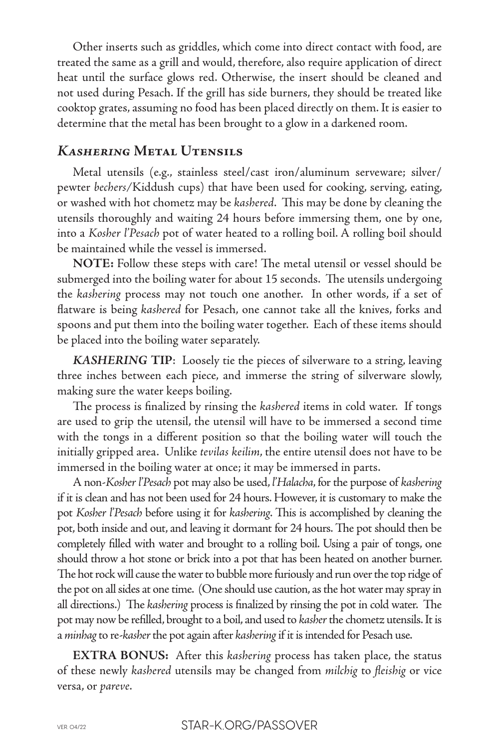Other inserts such as griddles, which come into direct contact with food, are treated the same as a grill and would, therefore, also require application of direct heat until the surface glows red. Otherwise, the insert should be cleaned and not used during Pesach. If the grill has side burners, they should be treated like cooktop grates, assuming no food has been placed directly on them. It is easier to determine that the metal has been brought to a glow in a darkened room.

## *Kashering* Metal Utensils

Metal utensils (e.g., stainless steel/cast iron/aluminum serveware; silver/pewter *bechers*/Kiddush cups) that have been used for cooking, serving, eating, or washed with hot chometz may be *kashered*. This may be done by cleaning the utensils thoroughly and waiting 24 hours before immersing them, one by one, into a *Kosher l'Pesach* pot of water heated to a rolling boil. A rolling boil should be maintained while the vessel is immersed.

**NOTE:** Follow these steps with care! The metal utensil or vessel should be submerged into the boiling water for about 15 seconds. The utensils undergoing the *kashering* process may not touch one another. In other words, if a set of flatware is being *kashered* for Pesach, one cannot take all the knives, forks and spoons and put them into the boiling water together. Each of these items should be placed into the boiling water separately.

***KASHERING* TIP**: Loosely tie the pieces of silverware to a string, leaving three inches between each piece, and immerse the string of silverware slowly, making sure the water keeps boiling.

The process is finalized by rinsing the *kashered* items in cold water. If tongs are used to grip the utensil, the utensil will have to be immersed a second time with the tongs in a different position so that the boiling water will touch the initially gripped area. Unlike *tevilas keilim*, the entire utensil does not have to be immersed in the boiling water at once; it may be immersed in parts.

A non-*Kosher l'Pesach* pot may also be used, *l'Halacha*, for the purpose of *kashering* if it is clean and has not been used for 24 hours. However, it is customary to make the pot *Kosher l'Pesach* before using it for *kashering*. This is accomplished by cleaning the pot, both inside and out, and leaving it dormant for 24 hours. The pot should then be completely filled with water and brought to a rolling boil. Using a pair of tongs, one should throw a hot stone or brick into a pot that has been heated on another burner. The hot rock will cause the water to bubble more furiously and run over the top ridge of the pot on all sides at one time. (One should use caution, as the hot water may spray in all directions.) The *kashering* process is finalized by rinsing the pot in cold water. The pot may now be refilled, brought to a boil, and used to *kasher* the chometz utensils. It is a *minhag* to re-*kasher* the pot again after *kashering* if it is intended for Pesach use.

**EXTRA BONUS:** After this *kashering* process has taken place, the status of these newly *kashered* utensils may be changed from *milchig* to *fleishig* or vice versa, or *pareve*.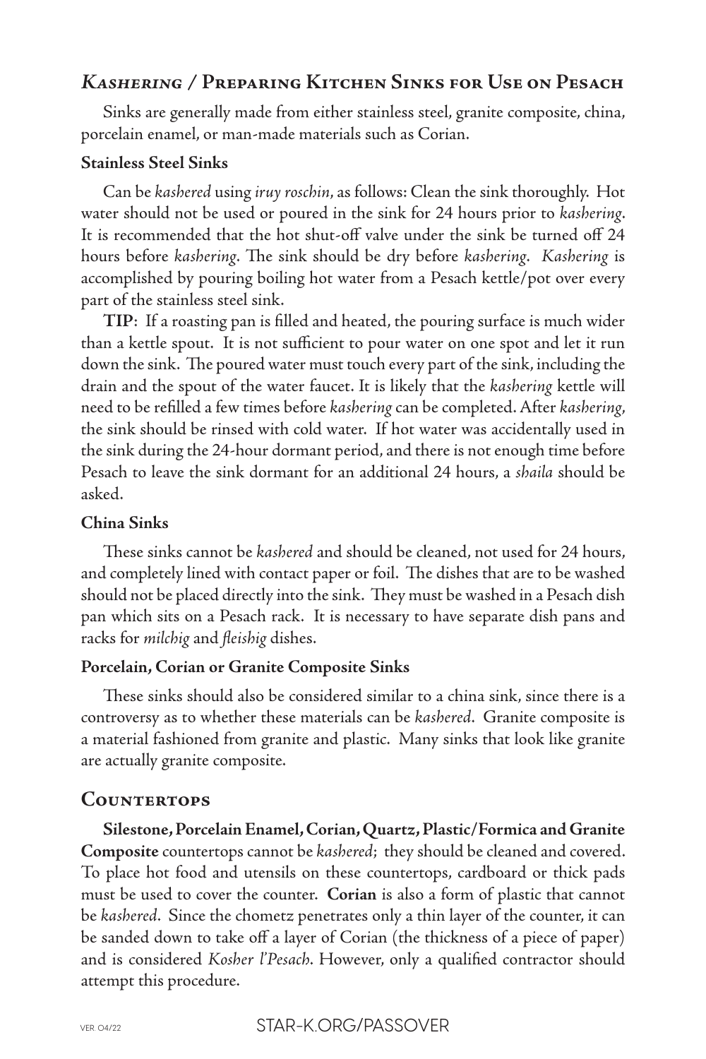## *Kashering* / Preparing Kitchen Sinks for Use on Pesach

Sinks are generally made from either stainless steel, granite composite, china, porcelain enamel, or man-made materials such as Corian.

### Stainless Steel Sinks

Can be *kashered* using *iruy roschin*, as follows: Clean the sink thoroughly. Hot water should not be used or poured in the sink for 24 hours prior to *kashering*. It is recommended that the hot shut-off valve under the sink be turned off 24 hours before *kashering*. The sink should be dry before *kashering*. *Kashering* is accomplished by pouring boiling hot water from a Pesach kettle/pot over every part of the stainless steel sink.

**TIP**: If a roasting pan is filled and heated, the pouring surface is much wider than a kettle spout. It is not sufficient to pour water on one spot and let it run down the sink. The poured water must touch every part of the sink, including the drain and the spout of the water faucet. It is likely that the *kashering* kettle will need to be refilled a few times before *kashering* can be completed. After *kashering*, the sink should be rinsed with cold water. If hot water was accidentally used in the sink during the 24-hour dormant period, and there is not enough time before Pesach to leave the sink dormant for an additional 24 hours, a *shaila* should be asked.

### China Sinks

These sinks cannot be *kashered* and should be cleaned, not used for 24 hours, and completely lined with contact paper or foil. The dishes that are to be washed should not be placed directly into the sink. They must be washed in a Pesach dish pan which sits on a Pesach rack. It is necessary to have separate dish pans and racks for *milchig* and *fleishig* dishes.

### Porcelain, Corian or Granite Composite Sinks

These sinks should also be considered similar to a china sink, since there is a controversy as to whether these materials can be *kashered*. Granite composite is a material fashioned from granite and plastic. Many sinks that look like granite are actually granite composite.

## Countertops

**Silestone, Porcelain Enamel, Corian, Quartz, Plastic/Formica and Granite Composite** countertops cannot be *kashered*; they should be cleaned and covered. To place hot food and utensils on these countertops, cardboard or thick pads must be used to cover the counter. **Corian** is also a form of plastic that cannot be *kashered*. Since the chometz penetrates only a thin layer of the counter, it can be sanded down to take off a layer of Corian (the thickness of a piece of paper) and is considered *Kosher l'Pesach*. However, only a qualified contractor should attempt this procedure.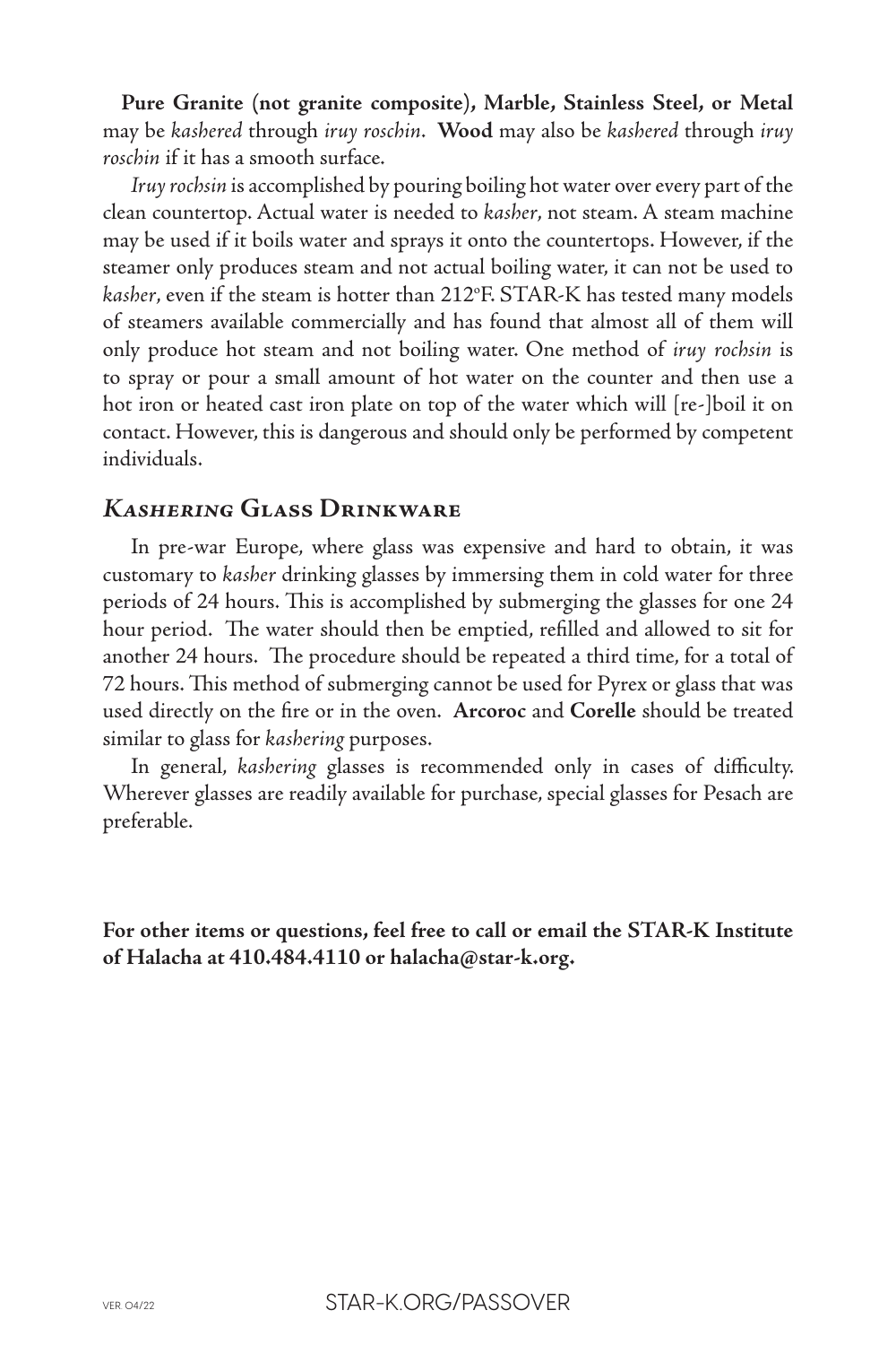**Pure Granite (not granite composite), Marble, Stainless Steel, or Metal** may be *kashered* through *iruy roschin*. **Wood** may also be *kashered* through *iruy roschin* if it has a smooth surface.

*Iruy rochsin* is accomplished by pouring boiling hot water over every part of the clean countertop. Actual water is needed to *kasher*, not steam. A steam machine may be used if it boils water and sprays it onto the countertops. However, if the steamer only produces steam and not actual boiling water, it can not be used to *kasher*, even if the steam is hotter than 212ºF. STAR-K has tested many models of steamers available commercially and has found that almost all of them will only produce hot steam and not boiling water. One method of *iruy rochsin* is to spray or pour a small amount of hot water on the counter and then use a hot iron or heated cast iron plate on top of the water which will [re-]boil it on contact. However, this is dangerous and should only be performed by competent individuals.

## *Kashering* Glass Drinkware

In pre-war Europe, where glass was expensive and hard to obtain, it was customary to *kasher* drinking glasses by immersing them in cold water for three periods of 24 hours. This is accomplished by submerging the glasses for one 24 hour period. The water should then be emptied, refilled and allowed to sit for another 24 hours. The procedure should be repeated a third time, for a total of 72 hours. This method of submerging cannot be used for Pyrex or glass that was used directly on the fire or in the oven. **Arcoroc** and **Corelle** should be treated similar to glass for *kashering* purposes.

In general, *kashering* glasses is recommended only in cases of difficulty. Wherever glasses are readily available for purchase, special glasses for Pesach are preferable.

**For other items or questions, feel free to call or email the STAR-K Institute of Halacha at 410.484.4110 or halacha@star-k.org.**